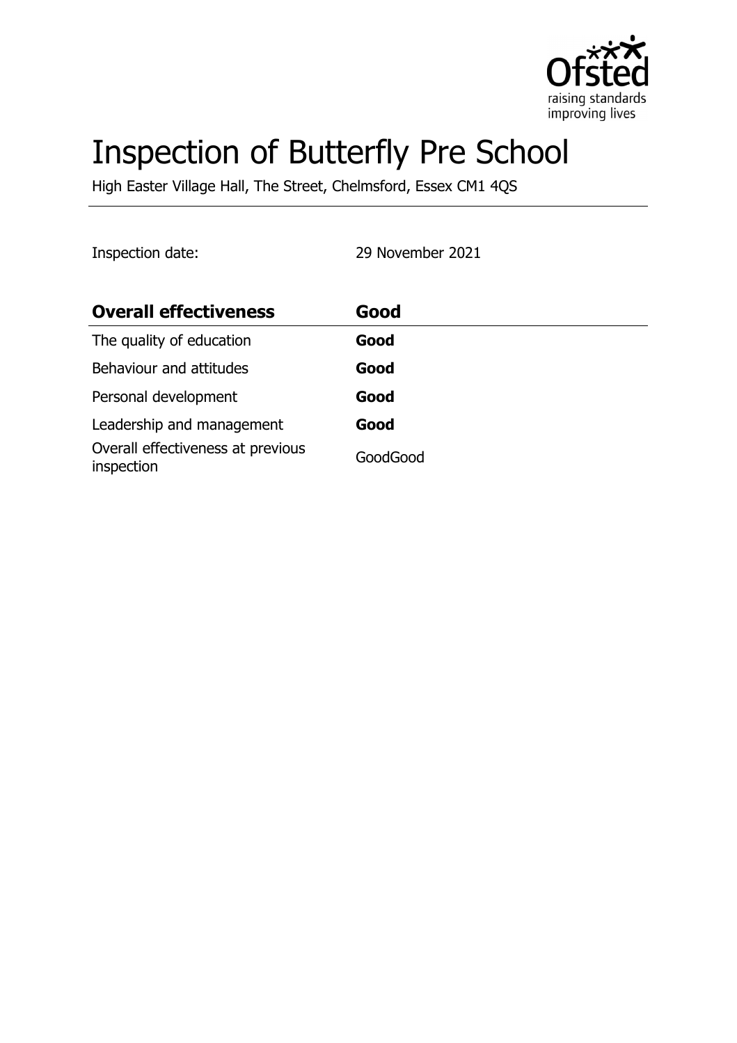# Inspection of Butterfly Pre School

High Easter Village Hall, The Street, Chelmsford, Essex CM1 4QS

Inspection date: 29 November 2021

| **Overall effectiveness** | **Good** |
|---|---|
| The quality of education | **Good** |
| Behaviour and attitudes | **Good** |
| Personal development | **Good** |
| Leadership and management | **Good** |
| Overall effectiveness at previous inspection | GoodGood |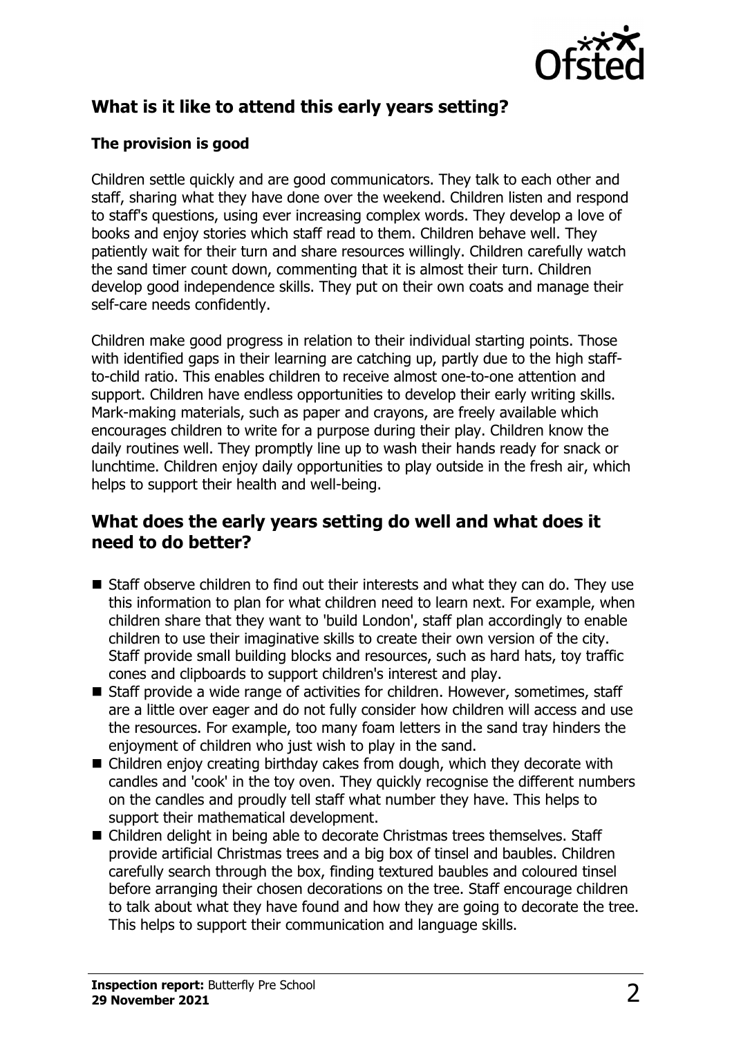## What is it like to attend this early years setting?

### The provision is good

Children settle quickly and are good communicators. They talk to each other and staff, sharing what they have done over the weekend. Children listen and respond to staff's questions, using ever increasing complex words. They develop a love of books and enjoy stories which staff read to them. Children behave well. They patiently wait for their turn and share resources willingly. Children carefully watch the sand timer count down, commenting that it is almost their turn. Children develop good independence skills. They put on their own coats and manage their self-care needs confidently.

Children make good progress in relation to their individual starting points. Those with identified gaps in their learning are catching up, partly due to the high staff-to-child ratio. This enables children to receive almost one-to-one attention and support. Children have endless opportunities to develop their early writing skills. Mark-making materials, such as paper and crayons, are freely available which encourages children to write for a purpose during their play. Children know the daily routines well. They promptly line up to wash their hands ready for snack or lunchtime. Children enjoy daily opportunities to play outside in the fresh air, which helps to support their health and well-being.

## What does the early years setting do well and what does it need to do better?

- Staff observe children to find out their interests and what they can do. They use this information to plan for what children need to learn next. For example, when children share that they want to 'build London', staff plan accordingly to enable children to use their imaginative skills to create their own version of the city. Staff provide small building blocks and resources, such as hard hats, toy traffic cones and clipboards to support children's interest and play.
- Staff provide a wide range of activities for children. However, sometimes, staff are a little over eager and do not fully consider how children will access and use the resources. For example, too many foam letters in the sand tray hinders the enjoyment of children who just wish to play in the sand.
- Children enjoy creating birthday cakes from dough, which they decorate with candles and 'cook' in the toy oven. They quickly recognise the different numbers on the candles and proudly tell staff what number they have. This helps to support their mathematical development.
- Children delight in being able to decorate Christmas trees themselves. Staff provide artificial Christmas trees and a big box of tinsel and baubles. Children carefully search through the box, finding textured baubles and coloured tinsel before arranging their chosen decorations on the tree. Staff encourage children to talk about what they have found and how they are going to decorate the tree. This helps to support their communication and language skills.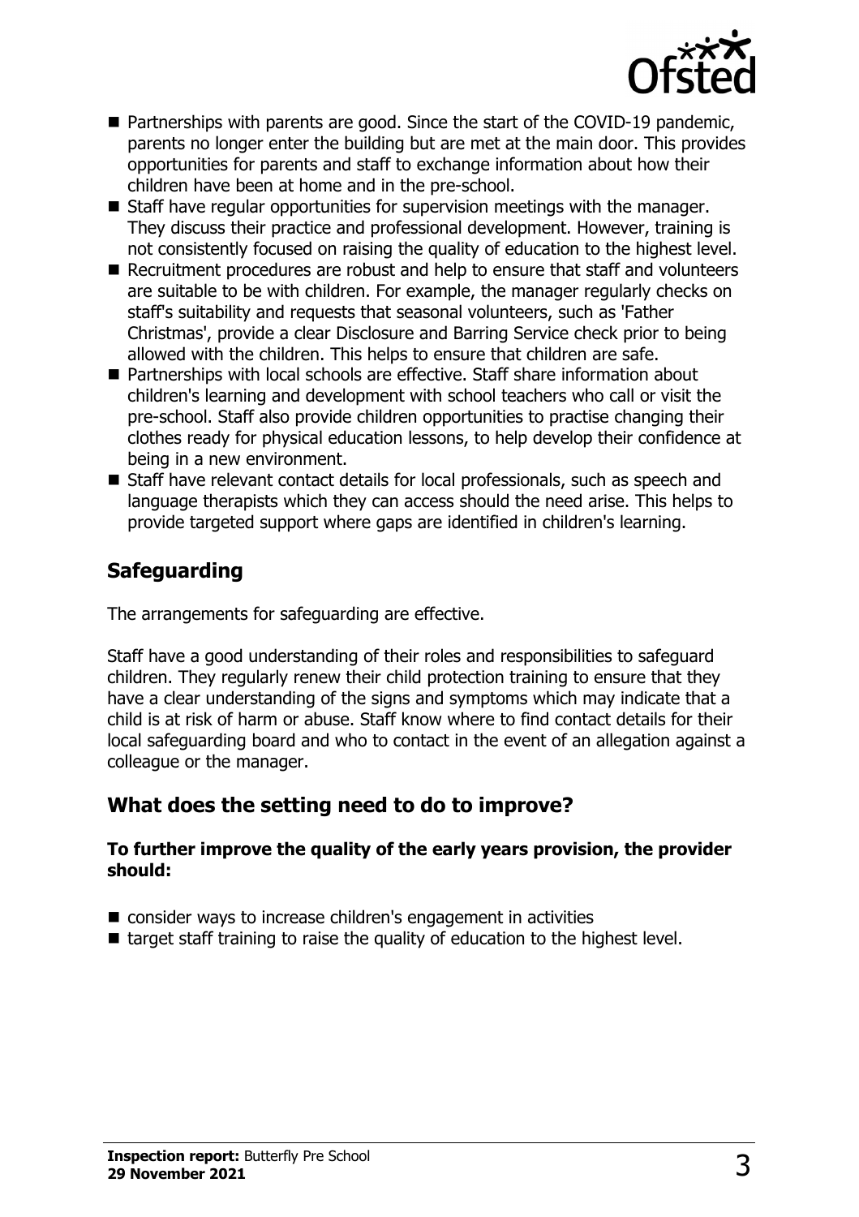- Partnerships with parents are good. Since the start of the COVID-19 pandemic, parents no longer enter the building but are met at the main door. This provides opportunities for parents and staff to exchange information about how their children have been at home and in the pre-school.
- Staff have regular opportunities for supervision meetings with the manager. They discuss their practice and professional development. However, training is not consistently focused on raising the quality of education to the highest level.
- Recruitment procedures are robust and help to ensure that staff and volunteers are suitable to be with children. For example, the manager regularly checks on staff's suitability and requests that seasonal volunteers, such as 'Father Christmas', provide a clear Disclosure and Barring Service check prior to being allowed with the children. This helps to ensure that children are safe.
- Partnerships with local schools are effective. Staff share information about children's learning and development with school teachers who call or visit the pre-school. Staff also provide children opportunities to practise changing their clothes ready for physical education lessons, to help develop their confidence at being in a new environment.
- Staff have relevant contact details for local professionals, such as speech and language therapists which they can access should the need arise. This helps to provide targeted support where gaps are identified in children's learning.

## Safeguarding

The arrangements for safeguarding are effective.

Staff have a good understanding of their roles and responsibilities to safeguard children. They regularly renew their child protection training to ensure that they have a clear understanding of the signs and symptoms which may indicate that a child is at risk of harm or abuse. Staff know where to find contact details for their local safeguarding board and who to contact in the event of an allegation against a colleague or the manager.

## What does the setting need to do to improve?

**To further improve the quality of the early years provision, the provider should:**

- consider ways to increase children's engagement in activities
- target staff training to raise the quality of education to the highest level.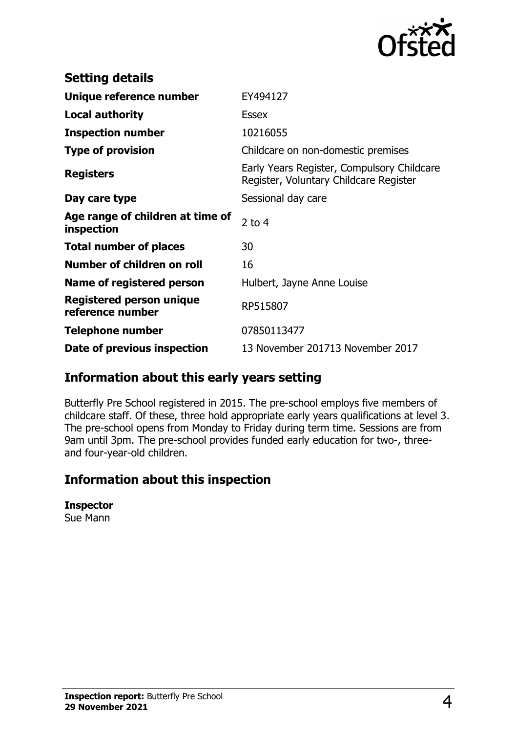## Setting details

| | |
|---|---|
| **Unique reference number** | EY494127 |
| **Local authority** | Essex |
| **Inspection number** | 10216055 |
| **Type of provision** | Childcare on non-domestic premises |
| **Registers** | Early Years Register, Compulsory Childcare Register, Voluntary Childcare Register |
| **Day care type** | Sessional day care |
| **Age range of children at time of inspection** | 2 to 4 |
| **Total number of places** | 30 |
| **Number of children on roll** | 16 |
| **Name of registered person** | Hulbert, Jayne Anne Louise |
| **Registered person unique reference number** | RP515807 |
| **Telephone number** | 07850113477 |
| **Date of previous inspection** | 13 November 201713 November 2017 |

## Information about this early years setting

Butterfly Pre School registered in 2015. The pre-school employs five members of childcare staff. Of these, three hold appropriate early years qualifications at level 3. The pre-school opens from Monday to Friday during term time. Sessions are from 9am until 3pm. The pre-school provides funded early education for two-, three- and four-year-old children.

## Information about this inspection

**Inspector**
Sue Mann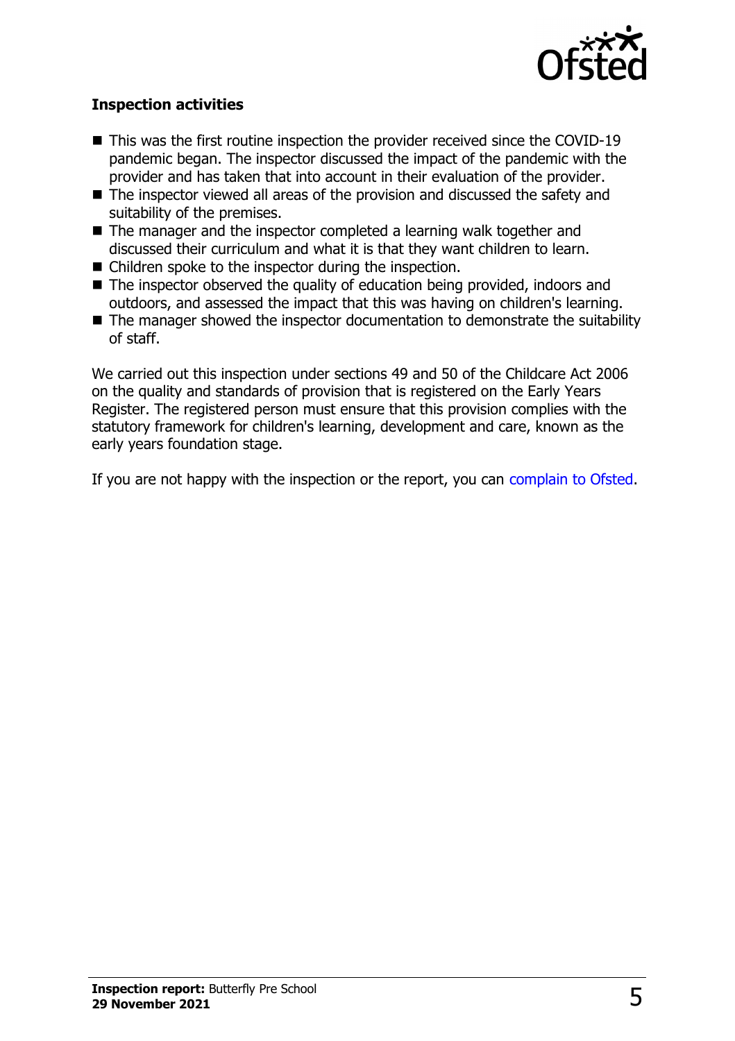## Inspection activities

- This was the first routine inspection the provider received since the COVID-19 pandemic began. The inspector discussed the impact of the pandemic with the provider and has taken that into account in their evaluation of the provider.
- The inspector viewed all areas of the provision and discussed the safety and suitability of the premises.
- The manager and the inspector completed a learning walk together and discussed their curriculum and what it is that they want children to learn.
- Children spoke to the inspector during the inspection.
- The inspector observed the quality of education being provided, indoors and outdoors, and assessed the impact that this was having on children's learning.
- The manager showed the inspector documentation to demonstrate the suitability of staff.

We carried out this inspection under sections 49 and 50 of the Childcare Act 2006 on the quality and standards of provision that is registered on the Early Years Register. The registered person must ensure that this provision complies with the statutory framework for children's learning, development and care, known as the early years foundation stage.

If you are not happy with the inspection or the report, you can complain to Ofsted.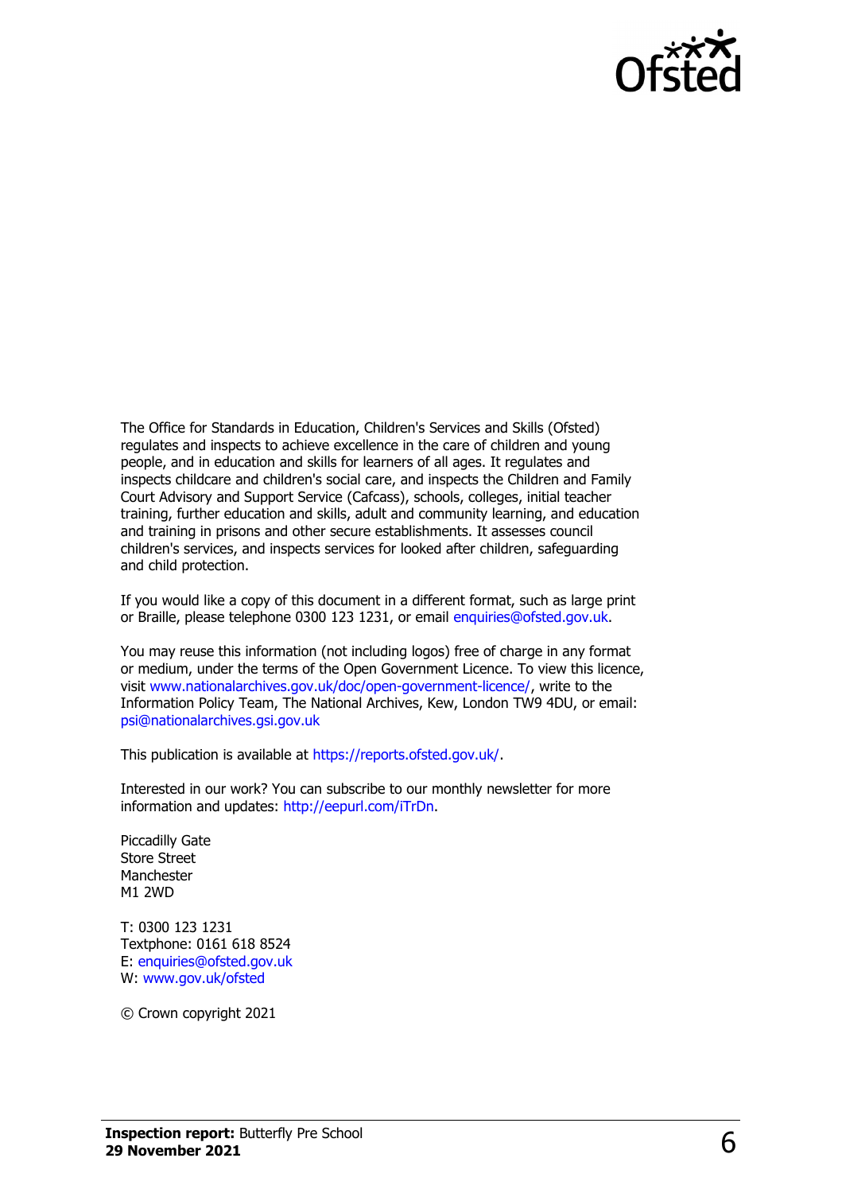The Office for Standards in Education, Children's Services and Skills (Ofsted) regulates and inspects to achieve excellence in the care of children and young people, and in education and skills for learners of all ages. It regulates and inspects childcare and children's social care, and inspects the Children and Family Court Advisory and Support Service (Cafcass), schools, colleges, initial teacher training, further education and skills, adult and community learning, and education and training in prisons and other secure establishments. It assesses council children's services, and inspects services for looked after children, safeguarding and child protection.

If you would like a copy of this document in a different format, such as large print or Braille, please telephone 0300 123 1231, or email enquiries@ofsted.gov.uk.

You may reuse this information (not including logos) free of charge in any format or medium, under the terms of the Open Government Licence. To view this licence, visit www.nationalarchives.gov.uk/doc/open-government-licence/, write to the Information Policy Team, The National Archives, Kew, London TW9 4DU, or email: psi@nationalarchives.gsi.gov.uk

This publication is available at https://reports.ofsted.gov.uk/.

Interested in our work? You can subscribe to our monthly newsletter for more information and updates: http://eepurl.com/iTrDn.

Piccadilly Gate  
Store Street  
Manchester  
M1 2WD

T: 0300 123 1231  
Textphone: 0161 618 8524  
E: enquiries@ofsted.gov.uk  
W: www.gov.uk/ofsted

© Crown copyright 2021